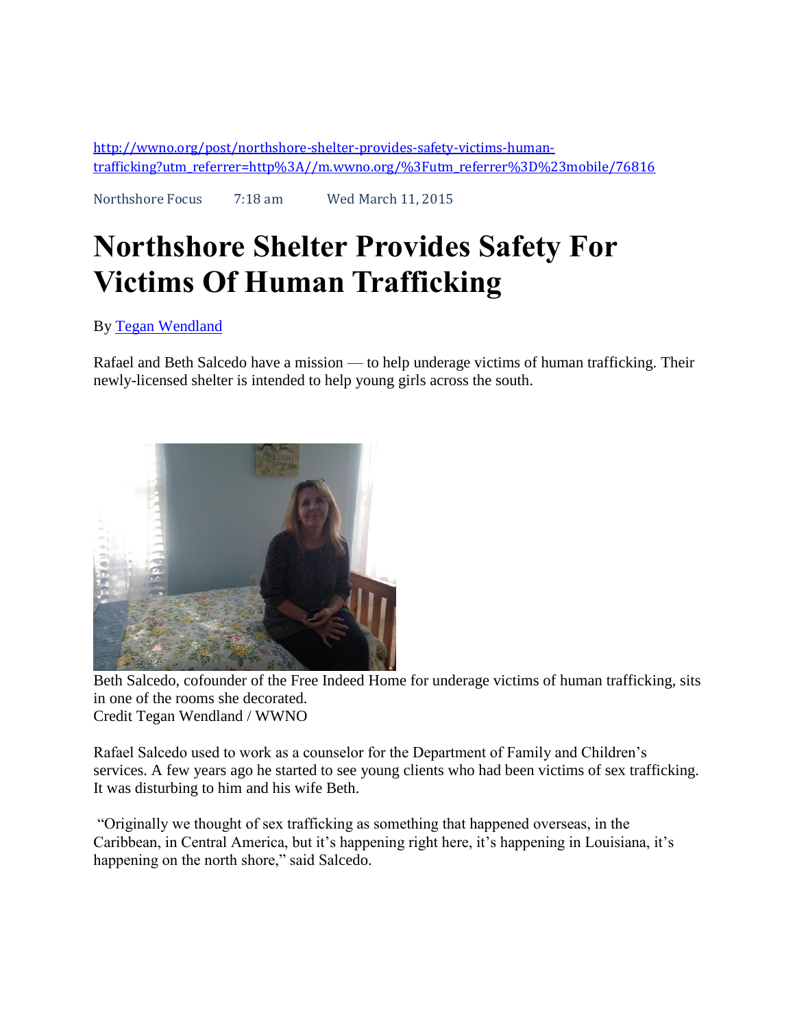http://wwno.org/post/northshore-shelter-provides-safety-victims-human-trafficking?utm_referrer=http%3A//m.wwno.org/%3Futm_referrer%3D%23mobile/76816

Northshore Focus 7:18 am Wed March 11, 2015

# Northshore Shelter Provides Safety For Victims Of Human Trafficking

By Tegan Wendland

Rafael and Beth Salcedo have a mission — to help underage victims of human trafficking. Their newly-licensed shelter is intended to help young girls across the south.

Beth Salcedo, cofounder of the Free Indeed Home for underage victims of human trafficking, sits in one of the rooms she decorated.
Credit Tegan Wendland / WWNO

Rafael Salcedo used to work as a counselor for the Department of Family and Children's services. A few years ago he started to see young clients who had been victims of sex trafficking. It was disturbing to him and his wife Beth.

"Originally we thought of sex trafficking as something that happened overseas, in the Caribbean, in Central America, but it's happening right here, it's happening in Louisiana, it's happening on the north shore," said Salcedo.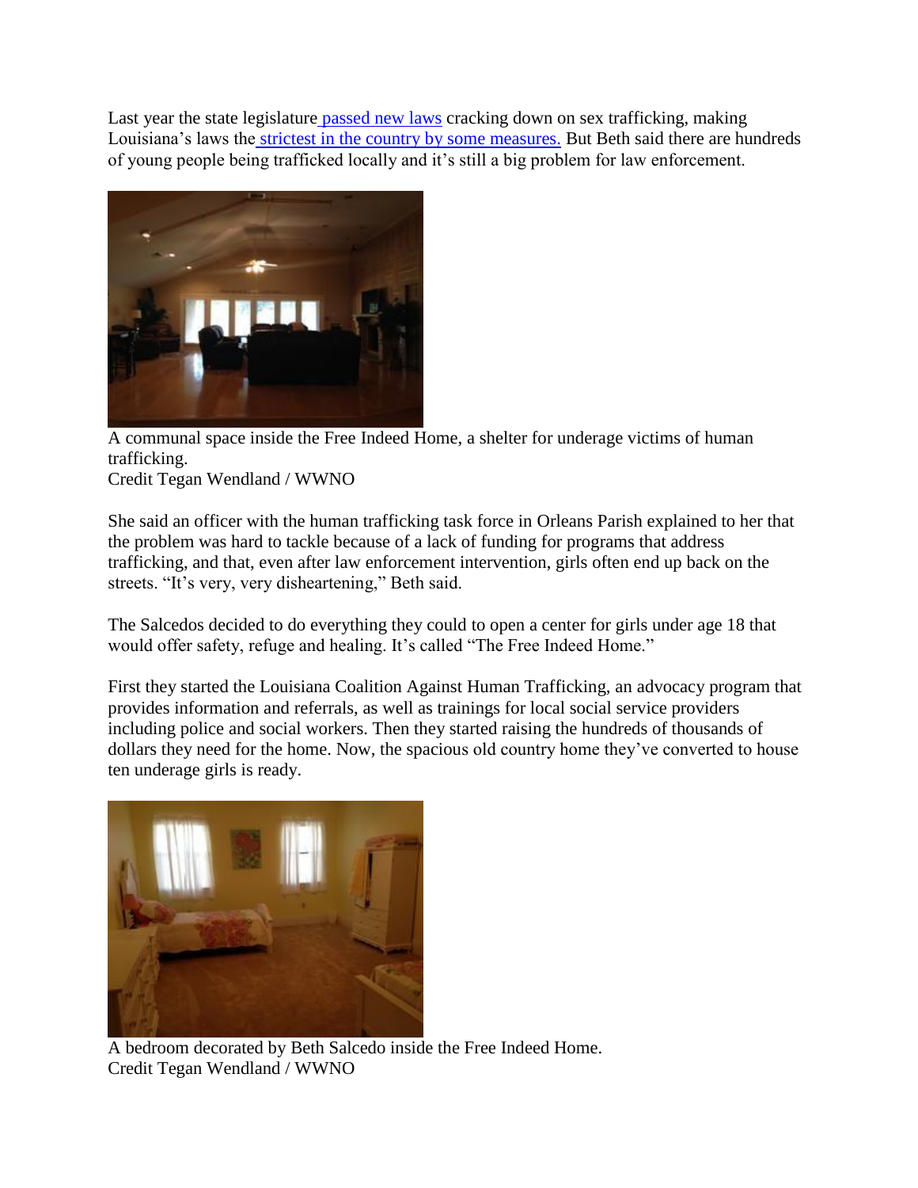Last year the state legislature passed new laws cracking down on sex trafficking, making Louisiana's laws the strictest in the country by some measures. But Beth said there are hundreds of young people being trafficked locally and it's still a big problem for law enforcement.

A communal space inside the Free Indeed Home, a shelter for underage victims of human trafficking.
Credit Tegan Wendland / WWNO

She said an officer with the human trafficking task force in Orleans Parish explained to her that the problem was hard to tackle because of a lack of funding for programs that address trafficking, and that, even after law enforcement intervention, girls often end up back on the streets. "It's very, very disheartening," Beth said.

The Salcedos decided to do everything they could to open a center for girls under age 18 that would offer safety, refuge and healing. It's called "The Free Indeed Home."

First they started the Louisiana Coalition Against Human Trafficking, an advocacy program that provides information and referrals, as well as trainings for local social service providers including police and social workers. Then they started raising the hundreds of thousands of dollars they need for the home. Now, the spacious old country home they've converted to house ten underage girls is ready.

A bedroom decorated by Beth Salcedo inside the Free Indeed Home.
Credit Tegan Wendland / WWNO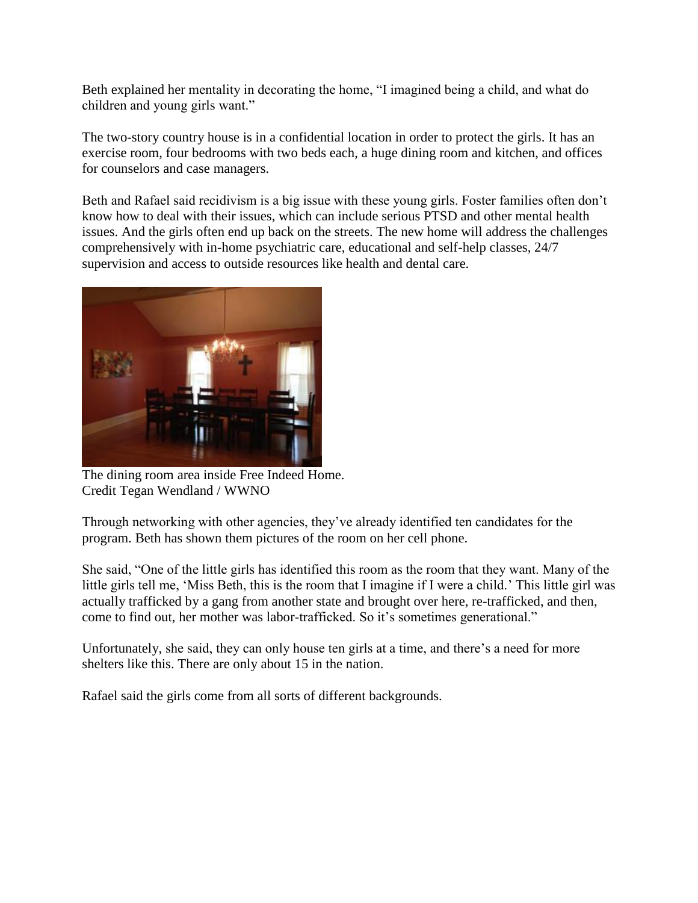Beth explained her mentality in decorating the home, "I imagined being a child, and what do children and young girls want."

The two-story country house is in a confidential location in order to protect the girls. It has an exercise room, four bedrooms with two beds each, a huge dining room and kitchen, and offices for counselors and case managers.

Beth and Rafael said recidivism is a big issue with these young girls. Foster families often don't know how to deal with their issues, which can include serious PTSD and other mental health issues. And the girls often end up back on the streets. The new home will address the challenges comprehensively with in-home psychiatric care, educational and self-help classes, 24/7 supervision and access to outside resources like health and dental care.

The dining room area inside Free Indeed Home.
Credit Tegan Wendland / WWNO

Through networking with other agencies, they've already identified ten candidates for the program. Beth has shown them pictures of the room on her cell phone.

She said, "One of the little girls has identified this room as the room that they want. Many of the little girls tell me, 'Miss Beth, this is the room that I imagine if I were a child.' This little girl was actually trafficked by a gang from another state and brought over here, re-trafficked, and then, come to find out, her mother was labor-trafficked. So it's sometimes generational."

Unfortunately, she said, they can only house ten girls at a time, and there's a need for more shelters like this. There are only about 15 in the nation.

Rafael said the girls come from all sorts of different backgrounds.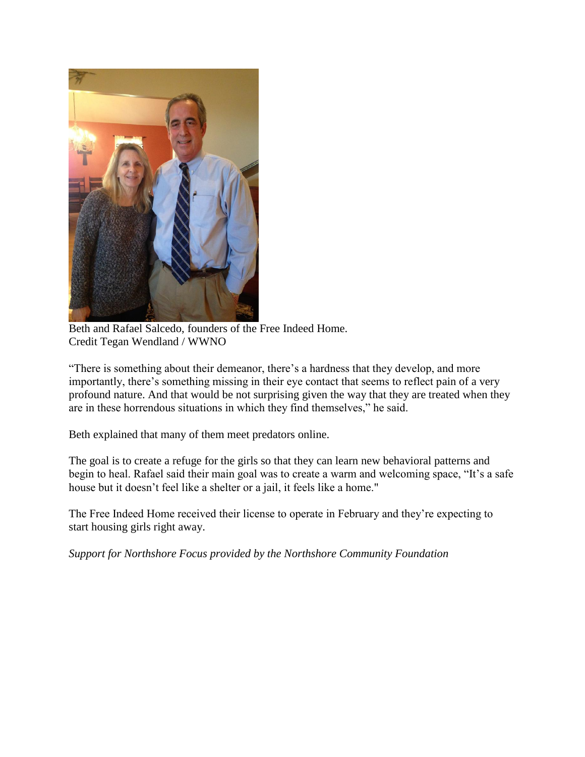Beth and Rafael Salcedo, founders of the Free Indeed Home.
Credit Tegan Wendland / WWNO

“There is something about their demeanor, there’s a hardness that they develop, and more importantly, there’s something missing in their eye contact that seems to reflect pain of a very profound nature. And that would be not surprising given the way that they are treated when they are in these horrendous situations in which they find themselves,” he said.

Beth explained that many of them meet predators online.

The goal is to create a refuge for the girls so that they can learn new behavioral patterns and begin to heal. Rafael said their main goal was to create a warm and welcoming space, “It’s a safe house but it doesn’t feel like a shelter or a jail, it feels like a home."

The Free Indeed Home received their license to operate in February and they’re expecting to start housing girls right away.

*Support for Northshore Focus provided by the Northshore Community Foundation*